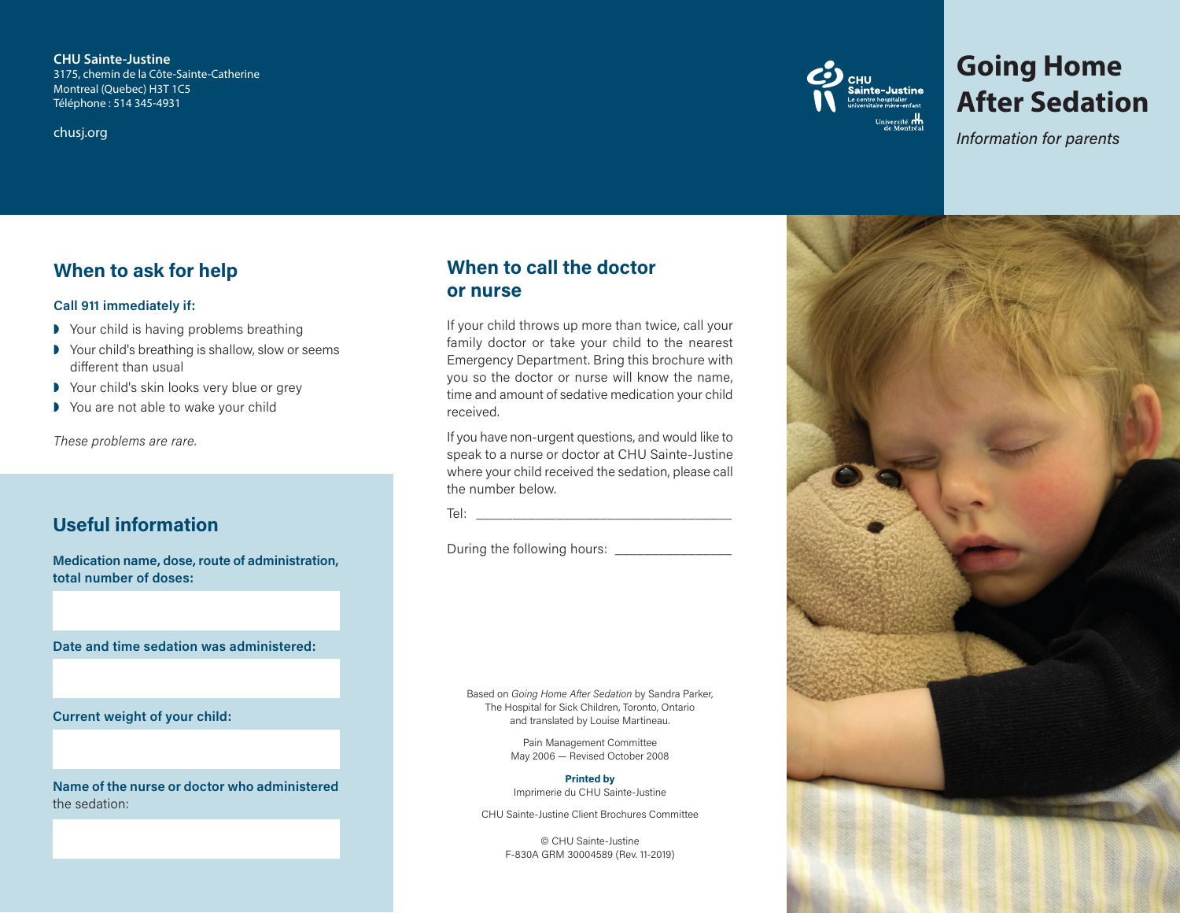**CHU Sainte-Justine**
3175, chemin de la Côte-Sainte-Catherine
Montreal (Quebec) H3T 1C5
Téléphone : 514 345-4931

chusj.org

CHU Sainte-Justine
Le centre hospitalier universitaire mère-enfant
Université de Montréal

# Going Home After Sedation

*Information for parents*

## When to ask for help

**Call 911 immediately if:**

- Your child is having problems breathing
- Your child's breathing is shallow, slow or seems different than usual
- Your child's skin looks very blue or grey
- You are not able to wake your child

*These problems are rare.*

## Useful information

**Medication name, dose, route of administration, total number of doses:**

**Date and time sedation was administered:**

**Current weight of your child:**

**Name of the nurse or doctor who administered** the sedation:

## When to call the doctor or nurse

If your child throws up more than twice, call your family doctor or take your child to the nearest Emergency Department. Bring this brochure with you so the doctor or nurse will know the name, time and amount of sedative medication your child received.

If you have non-urgent questions, and would like to speak to a nurse or doctor at CHU Sainte-Justine where your child received the sedation, please call the number below.

Tel: ________________________________

During the following hours: ______________

Based on *Going Home After Sedation* by Sandra Parker, The Hospital for Sick Children, Toronto, Ontario and translated by Louise Martineau.

Pain Management Committee
May 2006 — Revised October 2008

**Printed by**
Imprimerie du CHU Sainte-Justine

CHU Sainte-Justine Client Brochures Committee

© CHU Sainte-Justine
F-830A GRM 30004589 (Rev. 11-2019)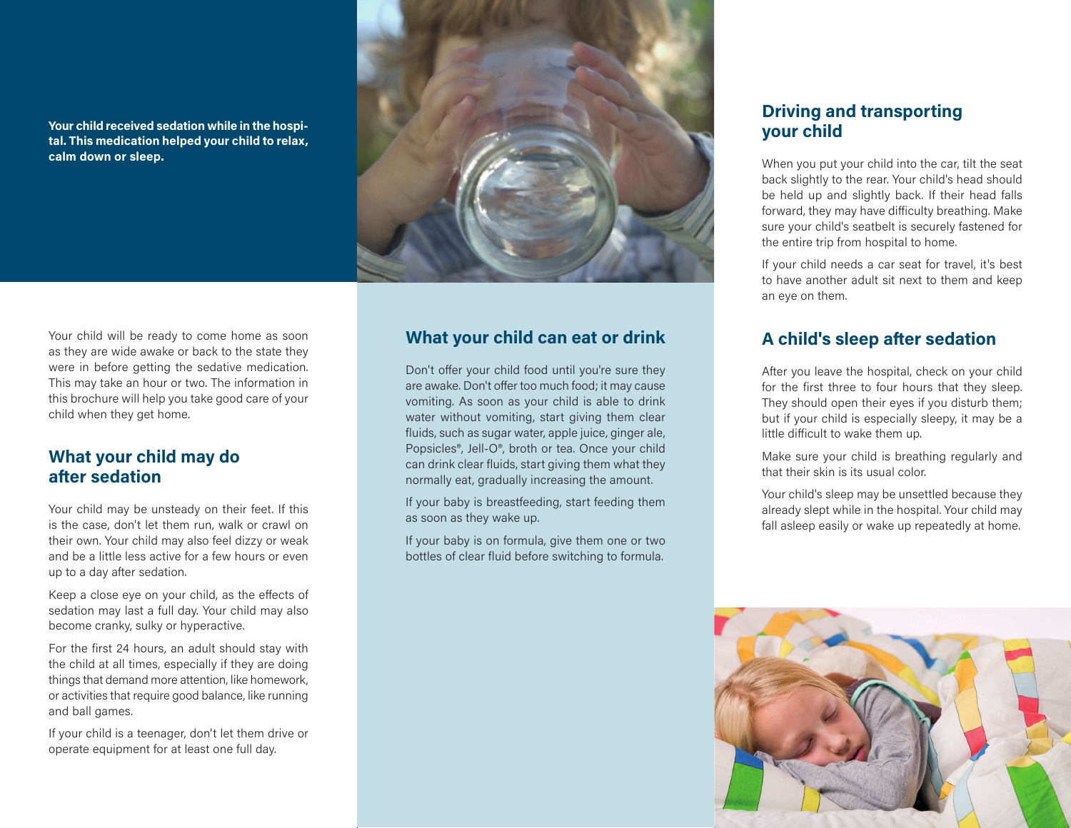**Your child received sedation while in the hospital. This medication helped your child to relax, calm down or sleep.**

Your child will be ready to come home as soon as they are wide awake or back to the state they were in before getting the sedative medication. This may take an hour or two. The information in this brochure will help you take good care of your child when they get home.

## What your child may do after sedation

Your child may be unsteady on their feet. If this is the case, don't let them run, walk or crawl on their own. Your child may also feel dizzy or weak and be a little less active for a few hours or even up to a day after sedation.

Keep a close eye on your child, as the effects of sedation may last a full day. Your child may also become cranky, sulky or hyperactive.

For the first 24 hours, an adult should stay with the child at all times, especially if they are doing things that demand more attention, like homework, or activities that require good balance, like running and ball games.

If your child is a teenager, don't let them drive or operate equipment for at least one full day.

## What your child can eat or drink

Don't offer your child food until you're sure they are awake. Don't offer too much food; it may cause vomiting. As soon as your child is able to drink water without vomiting, start giving them clear fluids, such as sugar water, apple juice, ginger ale, Popsicles®, Jell-O®, broth or tea. Once your child can drink clear fluids, start giving them what they normally eat, gradually increasing the amount.

If your baby is breastfeeding, start feeding them as soon as they wake up.

If your baby is on formula, give them one or two bottles of clear fluid before switching to formula.

## Driving and transporting your child

When you put your child into the car, tilt the seat back slightly to the rear. Your child's head should be held up and slightly back. If their head falls forward, they may have difficulty breathing. Make sure your child's seatbelt is securely fastened for the entire trip from hospital to home.

If your child needs a car seat for travel, it's best to have another adult sit next to them and keep an eye on them.

## A child's sleep after sedation

After you leave the hospital, check on your child for the first three to four hours that they sleep. They should open their eyes if you disturb them; but if your child is especially sleepy, it may be a little difficult to wake them up.

Make sure your child is breathing regularly and that their skin is its usual color.

Your child's sleep may be unsettled because they already slept while in the hospital. Your child may fall asleep easily or wake up repeatedly at home.